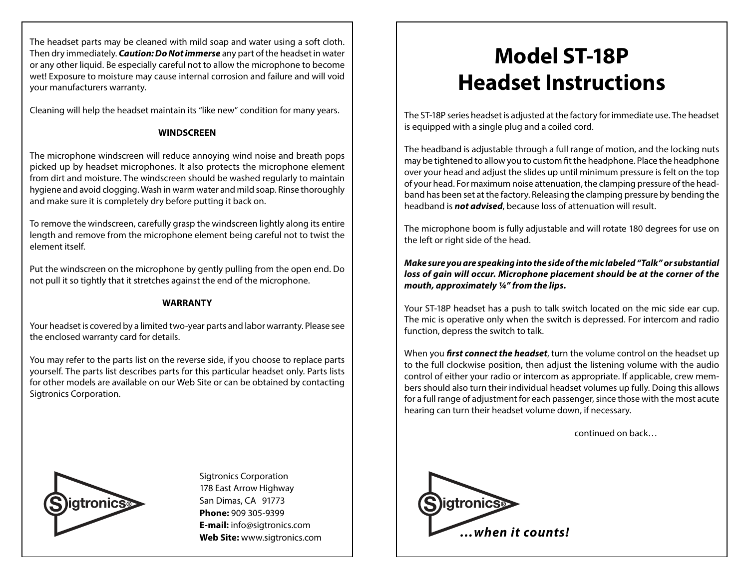The headset parts may be cleaned with mild soap and water using a soft cloth. Then dry immediately. ***Caution: Do Not immerse*** any part of the headset in water or any other liquid. Be especially careful not to allow the microphone to become wet! Exposure to moisture may cause internal corrosion and failure and will void your manufacturers warranty.

Cleaning will help the headset maintain its "like new" condition for many years.

**WINDSCREEN**

The microphone windscreen will reduce annoying wind noise and breath pops picked up by headset microphones. It also protects the microphone element from dirt and moisture. The windscreen should be washed regularly to maintain hygiene and avoid clogging. Wash in warm water and mild soap. Rinse thoroughly and make sure it is completely dry before putting it back on.

To remove the windscreen, carefully grasp the windscreen lightly along its entire length and remove from the microphone element being careful not to twist the element itself.

Put the windscreen on the microphone by gently pulling from the open end. Do not pull it so tightly that it stretches against the end of the microphone.

**WARRANTY**

Your headset is covered by a limited two-year parts and labor warranty. Please see the enclosed warranty card for details.

You may refer to the parts list on the reverse side, if you choose to replace parts yourself. The parts list describes parts for this particular headset only. Parts lists for other models are available on our Web Site or can be obtained by contacting Sigtronics Corporation.

Sigtronics®

Sigtronics Corporation
178 East Arrow Highway
San Dimas, CA 91773
**Phone:** 909 305-9399
**E-mail:** info@sigtronics.com
**Web Site:** www.sigtronics.com

# Model ST-18P Headset Instructions

The ST-18P series headset is adjusted at the factory for immediate use. The headset is equipped with a single plug and a coiled cord.

The headband is adjustable through a full range of motion, and the locking nuts may be tightened to allow you to custom fit the headphone. Place the headphone over your head and adjust the slides up until minimum pressure is felt on the top of your head. For maximum noise attenuation, the clamping pressure of the headband has been set at the factory. Releasing the clamping pressure by bending the headband is ***not advised***, because loss of attenuation will result.

The microphone boom is fully adjustable and will rotate 180 degrees for use on the left or right side of the head.

***Make sure you are speaking into the side of the mic labeled "Talk" or substantial loss of gain will occur. Microphone placement should be at the corner of the mouth, approximately ¼" from the lips.***

Your ST-18P headset has a push to talk switch located on the mic side ear cup. The mic is operative only when the switch is depressed. For intercom and radio function, depress the switch to talk.

When you ***first connect the headset***, turn the volume control on the headset up to the full clockwise position, then adjust the listening volume with the audio control of either your radio or intercom as appropriate. If applicable, crew members should also turn their individual headset volumes up fully. Doing this allows for a full range of adjustment for each passenger, since those with the most acute hearing can turn their headset volume down, if necessary.

continued on back…

Sigtronics®

***…when it counts!***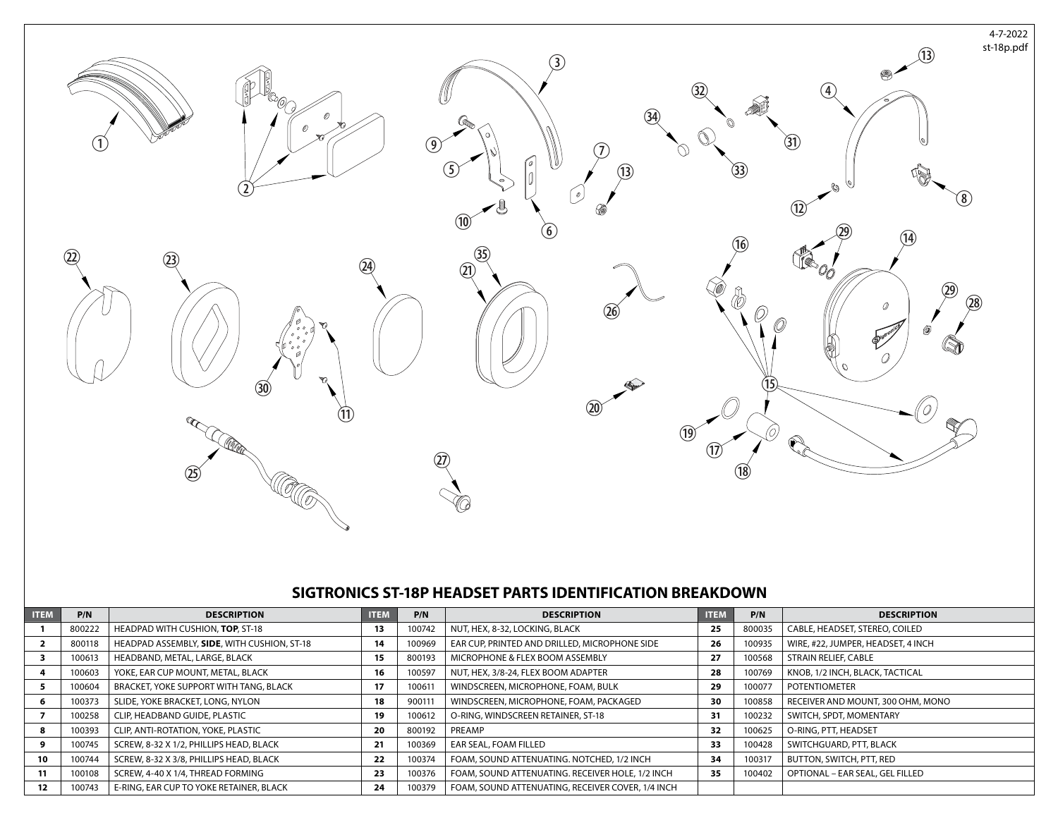4-7-2022
st-18p.pdf

## SIGTRONICS ST-18P HEADSET PARTS IDENTIFICATION BREAKDOWN

| ITEM | P/N | DESCRIPTION | ITEM | P/N | DESCRIPTION | ITEM | P/N | DESCRIPTION |
|---|---|---|---|---|---|---|---|---|
| 1 | 800222 | HEADPAD WITH CUSHION, **TOP**, ST-18 | 13 | 100742 | NUT, HEX, 8-32, LOCKING, BLACK | 25 | 800035 | CABLE, HEADSET, STEREO, COILED |
| 2 | 800118 | HEADPAD ASSEMBLY, **SIDE**, WITH CUSHION, ST-18 | 14 | 100969 | EAR CUP, PRINTED AND DRILLED, MICROPHONE SIDE | 26 | 100935 | WIRE, #22, JUMPER, HEADSET, 4 INCH |
| 3 | 100613 | HEADBAND, METAL, LARGE, BLACK | 15 | 800193 | MICROPHONE & FLEX BOOM ASSEMBLY | 27 | 100568 | STRAIN RELIEF, CABLE |
| 4 | 100603 | YOKE, EAR CUP MOUNT, METAL, BLACK | 16 | 100597 | NUT, HEX, 3/8-24, FLEX BOOM ADAPTER | 28 | 100769 | KNOB, 1/2 INCH, BLACK, TACTICAL |
| 5 | 100604 | BRACKET, YOKE SUPPORT WITH TANG, BLACK | 17 | 100611 | WINDSCREEN, MICROPHONE, FOAM, BULK | 29 | 100077 | POTENTIOMETER |
| 6 | 100373 | SLIDE, YOKE BRACKET, LONG, NYLON | 18 | 900111 | WINDSCREEN, MICROPHONE, FOAM, PACKAGED | 30 | 100858 | RECEIVER AND MOUNT, 300 OHM, MONO |
| 7 | 100258 | CLIP, HEADBAND GUIDE, PLASTIC | 19 | 100612 | O-RING, WINDSCREEN RETAINER, ST-18 | 31 | 100232 | SWITCH, SPDT, MOMENTARY |
| 8 | 100393 | CLIP, ANTI-ROTATION, YOKE, PLASTIC | 20 | 800192 | PREAMP | 32 | 100625 | O-RING, PTT, HEADSET |
| 9 | 100745 | SCREW, 8-32 X 1/2, PHILLIPS HEAD, BLACK | 21 | 100369 | EAR SEAL, FOAM FILLED | 33 | 100428 | SWITCHGUARD, PTT, BLACK |
| 10 | 100744 | SCREW, 8-32 X 3/8, PHILLIPS HEAD, BLACK | 22 | 100374 | FOAM, SOUND ATTENUATING. NOTCHED, 1/2 INCH | 34 | 100317 | BUTTON, SWITCH, PTT, RED |
| 11 | 100108 | SCREW, 4-40 X 1/4, THREAD FORMING | 23 | 100376 | FOAM, SOUND ATTENUATING. RECEIVER HOLE, 1/2 INCH | 35 | 100402 | OPTIONAL – EAR SEAL, GEL FILLED |
| 12 | 100743 | E-RING, EAR CUP TO YOKE RETAINER, BLACK | 24 | 100379 | FOAM, SOUND ATTENUATING, RECEIVER COVER, 1/4 INCH | | | |